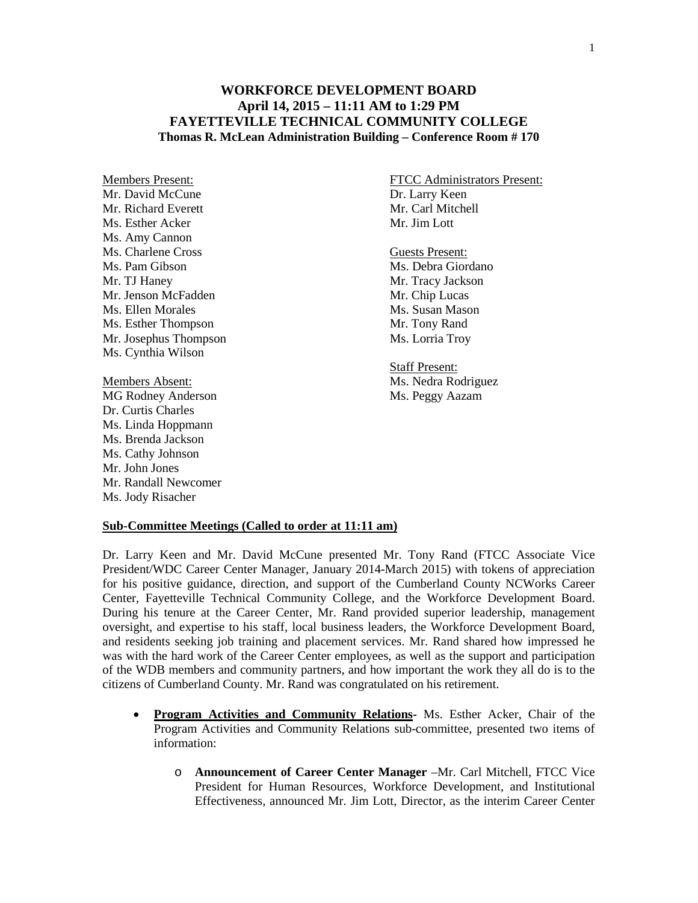# WORKFORCE DEVELOPMENT BOARD
## April 14, 2015 – 11:11 AM to 1:29 PM
## FAYETTEVILLE TECHNICAL COMMUNITY COLLEGE
### Thomas R. McLean Administration Building – Conference Room # 170

Members Present:
Mr. David McCune
Mr. Richard Everett
Ms. Esther Acker
Ms. Amy Cannon
Ms. Charlene Cross
Ms. Pam Gibson
Mr. TJ Haney
Mr. Jenson McFadden
Ms. Ellen Morales
Ms. Esther Thompson
Mr. Josephus Thompson
Ms. Cynthia Wilson

Members Absent:
MG Rodney Anderson
Dr. Curtis Charles
Ms. Linda Hoppmann
Ms. Brenda Jackson
Ms. Cathy Johnson
Mr. John Jones
Mr. Randall Newcomer
Ms. Jody Risacher

FTCC Administrators Present:
Dr. Larry Keen
Mr. Carl Mitchell
Mr. Jim Lott

Guests Present:
Ms. Debra Giordano
Mr. Tracy Jackson
Mr. Chip Lucas
Ms. Susan Mason
Mr. Tony Rand
Ms. Lorria Troy

Staff Present:
Ms. Nedra Rodriguez
Ms. Peggy Aazam

**Sub-Committee Meetings (Called to order at 11:11 am)**

Dr. Larry Keen and Mr. David McCune presented Mr. Tony Rand (FTCC Associate Vice President/WDC Career Center Manager, January 2014-March 2015) with tokens of appreciation for his positive guidance, direction, and support of the Cumberland County NCWorks Career Center, Fayetteville Technical Community College, and the Workforce Development Board. During his tenure at the Career Center, Mr. Rand provided superior leadership, management oversight, and expertise to his staff, local business leaders, the Workforce Development Board, and residents seeking job training and placement services. Mr. Rand shared how impressed he was with the hard work of the Career Center employees, as well as the support and participation of the WDB members and community partners, and how important the work they all do is to the citizens of Cumberland County. Mr. Rand was congratulated on his retirement.

- **Program Activities and Community Relations-** Ms. Esther Acker, Chair of the Program Activities and Community Relations sub-committee, presented two items of information:
  - **Announcement of Career Center Manager** –Mr. Carl Mitchell, FTCC Vice President for Human Resources, Workforce Development, and Institutional Effectiveness, announced Mr. Jim Lott, Director, as the interim Career Center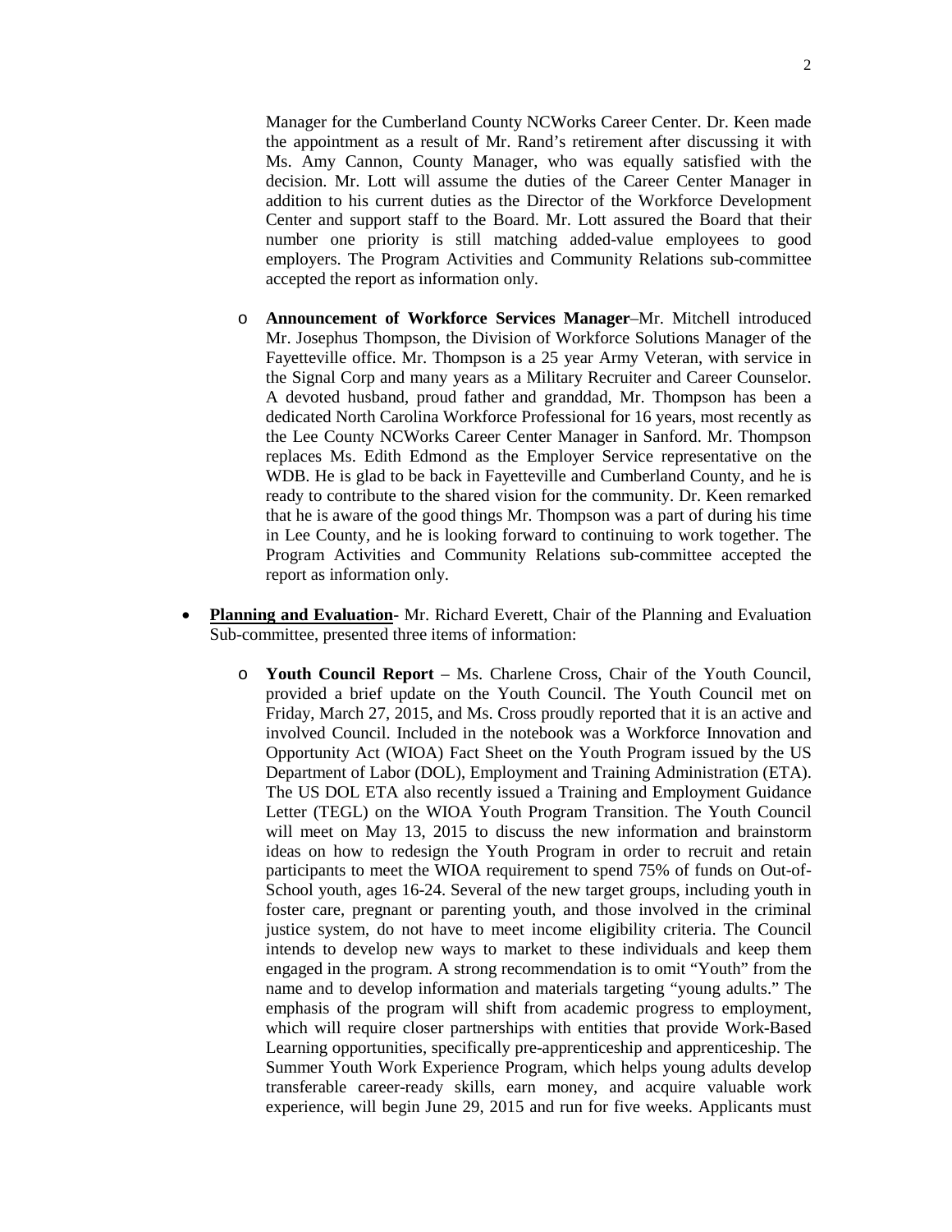Manager for the Cumberland County NCWorks Career Center. Dr. Keen made the appointment as a result of Mr. Rand's retirement after discussing it with Ms. Amy Cannon, County Manager, who was equally satisfied with the decision. Mr. Lott will assume the duties of the Career Center Manager in addition to his current duties as the Director of the Workforce Development Center and support staff to the Board. Mr. Lott assured the Board that their number one priority is still matching added-value employees to good employers. The Program Activities and Community Relations sub-committee accepted the report as information only.

  - **Announcement of Workforce Services Manager**–Mr. Mitchell introduced Mr. Josephus Thompson, the Division of Workforce Solutions Manager of the Fayetteville office. Mr. Thompson is a 25 year Army Veteran, with service in the Signal Corp and many years as a Military Recruiter and Career Counselor. A devoted husband, proud father and granddad, Mr. Thompson has been a dedicated North Carolina Workforce Professional for 16 years, most recently as the Lee County NCWorks Career Center Manager in Sanford. Mr. Thompson replaces Ms. Edith Edmond as the Employer Service representative on the WDB. He is glad to be back in Fayetteville and Cumberland County, and he is ready to contribute to the shared vision for the community. Dr. Keen remarked that he is aware of the good things Mr. Thompson was a part of during his time in Lee County, and he is looking forward to continuing to work together. The Program Activities and Community Relations sub-committee accepted the report as information only.

- **Planning and Evaluation**- Mr. Richard Everett, Chair of the Planning and Evaluation Sub-committee, presented three items of information:

  - **Youth Council Report** – Ms. Charlene Cross, Chair of the Youth Council, provided a brief update on the Youth Council. The Youth Council met on Friday, March 27, 2015, and Ms. Cross proudly reported that it is an active and involved Council. Included in the notebook was a Workforce Innovation and Opportunity Act (WIOA) Fact Sheet on the Youth Program issued by the US Department of Labor (DOL), Employment and Training Administration (ETA). The US DOL ETA also recently issued a Training and Employment Guidance Letter (TEGL) on the WIOA Youth Program Transition. The Youth Council will meet on May 13, 2015 to discuss the new information and brainstorm ideas on how to redesign the Youth Program in order to recruit and retain participants to meet the WIOA requirement to spend 75% of funds on Out-of-School youth, ages 16-24. Several of the new target groups, including youth in foster care, pregnant or parenting youth, and those involved in the criminal justice system, do not have to meet income eligibility criteria. The Council intends to develop new ways to market to these individuals and keep them engaged in the program. A strong recommendation is to omit "Youth" from the name and to develop information and materials targeting "young adults." The emphasis of the program will shift from academic progress to employment, which will require closer partnerships with entities that provide Work-Based Learning opportunities, specifically pre-apprenticeship and apprenticeship. The Summer Youth Work Experience Program, which helps young adults develop transferable career-ready skills, earn money, and acquire valuable work experience, will begin June 29, 2015 and run for five weeks. Applicants must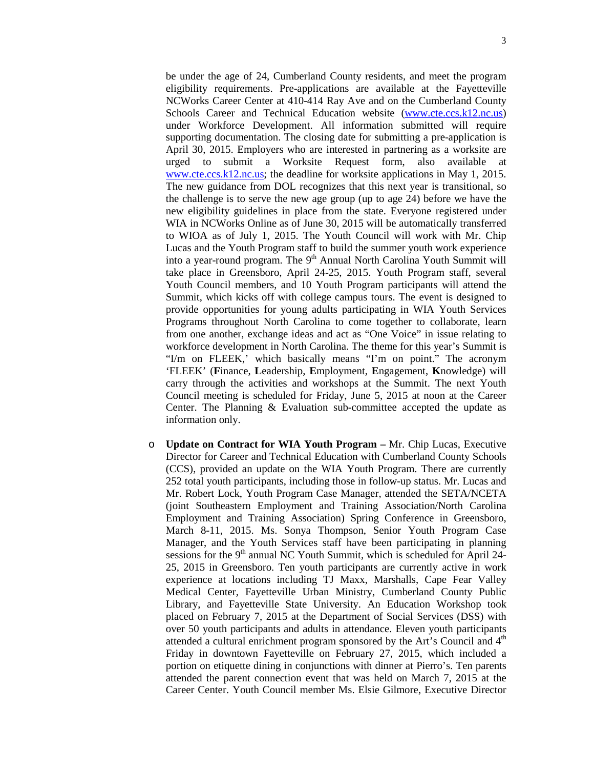be under the age of 24, Cumberland County residents, and meet the program eligibility requirements. Pre-applications are available at the Fayetteville NCWorks Career Center at 410-414 Ray Ave and on the Cumberland County Schools Career and Technical Education website (www.cte.ccs.k12.nc.us) under Workforce Development. All information submitted will require supporting documentation. The closing date for submitting a pre-application is April 30, 2015. Employers who are interested in partnering as a worksite are urged to submit a Worksite Request form, also available at www.cte.ccs.k12.nc.us; the deadline for worksite applications in May 1, 2015. The new guidance from DOL recognizes that this next year is transitional, so the challenge is to serve the new age group (up to age 24) before we have the new eligibility guidelines in place from the state. Everyone registered under WIA in NCWorks Online as of June 30, 2015 will be automatically transferred to WIOA as of July 1, 2015. The Youth Council will work with Mr. Chip Lucas and the Youth Program staff to build the summer youth work experience into a year-round program. The 9th Annual North Carolina Youth Summit will take place in Greensboro, April 24-25, 2015. Youth Program staff, several Youth Council members, and 10 Youth Program participants will attend the Summit, which kicks off with college campus tours. The event is designed to provide opportunities for young adults participating in WIA Youth Services Programs throughout North Carolina to come together to collaborate, learn from one another, exchange ideas and act as "One Voice" in issue relating to workforce development in North Carolina. The theme for this year's Summit is "I/m on FLEEK,' which basically means "I'm on point." The acronym 'FLEEK' (**F**inance, **L**eadership, **E**mployment, **E**ngagement, **K**nowledge) will carry through the activities and workshops at the Summit. The next Youth Council meeting is scheduled for Friday, June 5, 2015 at noon at the Career Center. The Planning & Evaluation sub-committee accepted the update as information only.

- **Update on Contract for WIA Youth Program –** Mr. Chip Lucas, Executive Director for Career and Technical Education with Cumberland County Schools (CCS), provided an update on the WIA Youth Program. There are currently 252 total youth participants, including those in follow-up status. Mr. Lucas and Mr. Robert Lock, Youth Program Case Manager, attended the SETA/NCETA (joint Southeastern Employment and Training Association/North Carolina Employment and Training Association) Spring Conference in Greensboro, March 8-11, 2015. Ms. Sonya Thompson, Senior Youth Program Case Manager, and the Youth Services staff have been participating in planning sessions for the 9th annual NC Youth Summit, which is scheduled for April 24-25, 2015 in Greensboro. Ten youth participants are currently active in work experience at locations including TJ Maxx, Marshalls, Cape Fear Valley Medical Center, Fayetteville Urban Ministry, Cumberland County Public Library, and Fayetteville State University. An Education Workshop took placed on February 7, 2015 at the Department of Social Services (DSS) with over 50 youth participants and adults in attendance. Eleven youth participants attended a cultural enrichment program sponsored by the Art's Council and 4th Friday in downtown Fayetteville on February 27, 2015, which included a portion on etiquette dining in conjunctions with dinner at Pierro's. Ten parents attended the parent connection event that was held on March 7, 2015 at the Career Center. Youth Council member Ms. Elsie Gilmore, Executive Director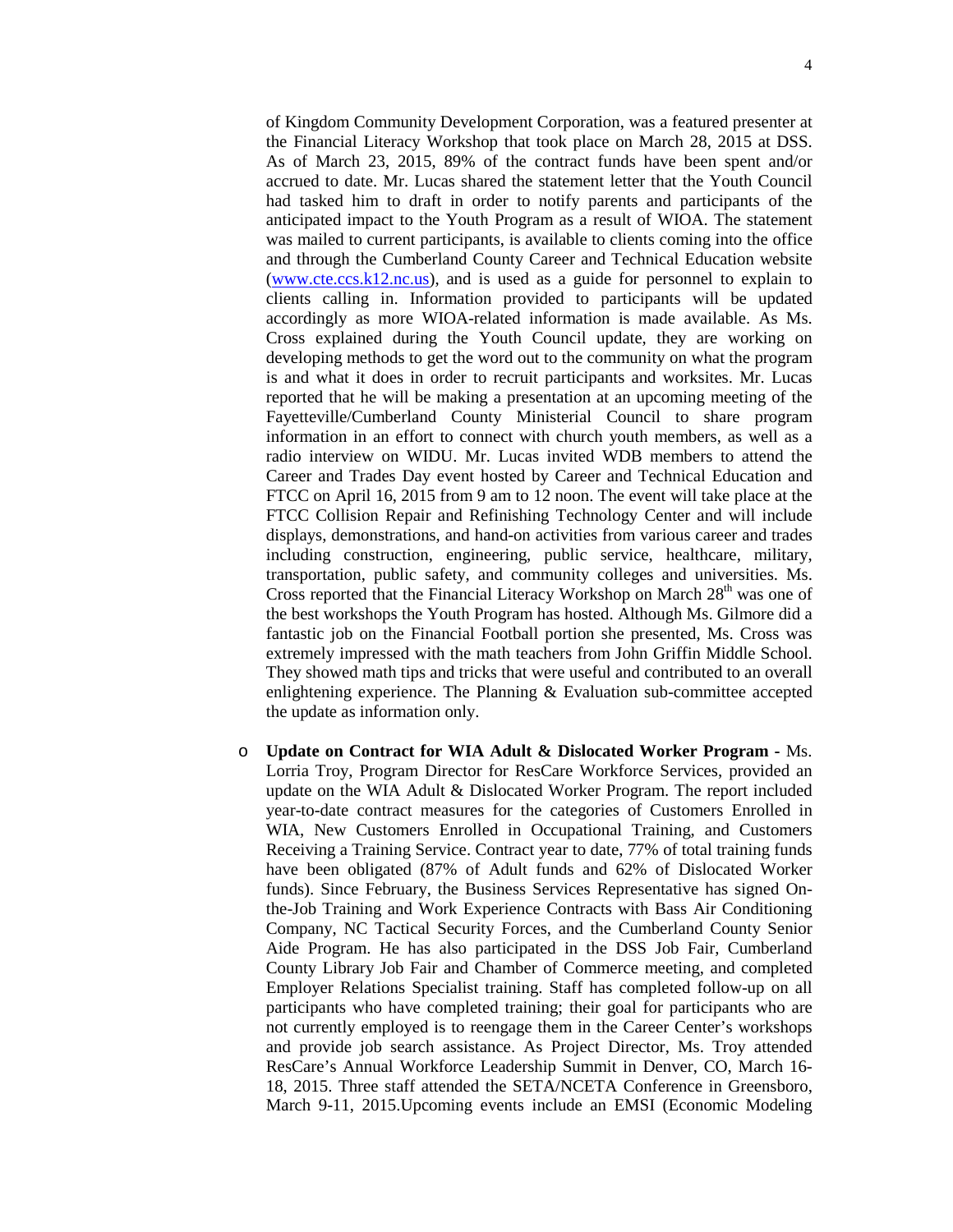of Kingdom Community Development Corporation, was a featured presenter at the Financial Literacy Workshop that took place on March 28, 2015 at DSS. As of March 23, 2015, 89% of the contract funds have been spent and/or accrued to date. Mr. Lucas shared the statement letter that the Youth Council had tasked him to draft in order to notify parents and participants of the anticipated impact to the Youth Program as a result of WIOA. The statement was mailed to current participants, is available to clients coming into the office and through the Cumberland County Career and Technical Education website (www.cte.ccs.k12.nc.us), and is used as a guide for personnel to explain to clients calling in. Information provided to participants will be updated accordingly as more WIOA-related information is made available. As Ms. Cross explained during the Youth Council update, they are working on developing methods to get the word out to the community on what the program is and what it does in order to recruit participants and worksites. Mr. Lucas reported that he will be making a presentation at an upcoming meeting of the Fayetteville/Cumberland County Ministerial Council to share program information in an effort to connect with church youth members, as well as a radio interview on WIDU. Mr. Lucas invited WDB members to attend the Career and Trades Day event hosted by Career and Technical Education and FTCC on April 16, 2015 from 9 am to 12 noon. The event will take place at the FTCC Collision Repair and Refinishing Technology Center and will include displays, demonstrations, and hands-on activities from various career and trades including construction, engineering, public service, healthcare, military, transportation, public safety, and community colleges and universities. Ms. Cross reported that the Financial Literacy Workshop on March 28th was one of the best workshops the Youth Program has hosted. Although Ms. Gilmore did a fantastic job on the Financial Football portion she presented, Ms. Cross was extremely impressed with the math teachers from John Griffin Middle School. They showed math tips and tricks that were useful and contributed to an overall enlightening experience. The Planning & Evaluation sub-committee accepted the update as information only.

- **Update on Contract for WIA Adult & Dislocated Worker Program** - Ms. Lorria Troy, Program Director for ResCare Workforce Services, provided an update on the WIA Adult & Dislocated Worker Program. The report included year-to-date contract measures for the categories of Customers Enrolled in WIA, New Customers Enrolled in Occupational Training, and Customers Receiving a Training Service. Contract year to date, 77% of total training funds have been obligated (87% of Adult funds and 62% of Dislocated Worker funds). Since February, the Business Services Representative has signed On-the-Job Training and Work Experience Contracts with Bass Air Conditioning Company, NC Tactical Security Forces, and the Cumberland County Senior Aide Program. He has also participated in the DSS Job Fair, Cumberland County Library Job Fair and Chamber of Commerce meeting, and completed Employer Relations Specialist training. Staff has completed follow-up on all participants who have completed training; their goal for participants who are not currently employed is to reengage them in the Career Center's workshops and provide job search assistance. As Project Director, Ms. Troy attended ResCare's Annual Workforce Leadership Summit in Denver, CO, March 16-18, 2015. Three staff attended the SETA/NCETA Conference in Greensboro, March 9-11, 2015.Upcoming events include an EMSI (Economic Modeling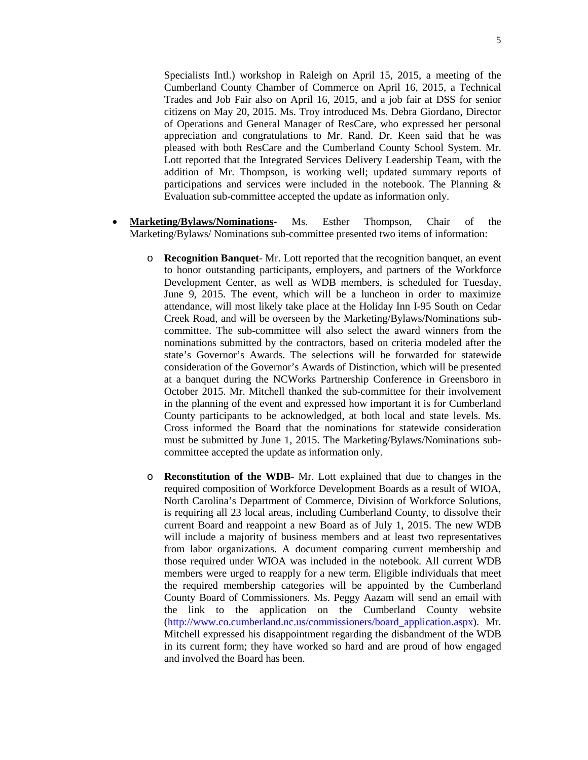Specialists Intl.) workshop in Raleigh on April 15, 2015, a meeting of the Cumberland County Chamber of Commerce on April 16, 2015, a Technical Trades and Job Fair also on April 16, 2015, and a job fair at DSS for senior citizens on May 20, 2015. Ms. Troy introduced Ms. Debra Giordano, Director of Operations and General Manager of ResCare, who expressed her personal appreciation and congratulations to Mr. Rand. Dr. Keen said that he was pleased with both ResCare and the Cumberland County School System. Mr. Lott reported that the Integrated Services Delivery Leadership Team, with the addition of Mr. Thompson, is working well; updated summary reports of participations and services were included in the notebook. The Planning & Evaluation sub-committee accepted the update as information only.

- **Marketing/Bylaws/Nominations**- Ms. Esther Thompson, Chair of the Marketing/Bylaws/ Nominations sub-committee presented two items of information:
  - **Recognition Banquet**- Mr. Lott reported that the recognition banquet, an event to honor outstanding participants, employers, and partners of the Workforce Development Center, as well as WDB members, is scheduled for Tuesday, June 9, 2015. The event, which will be a luncheon in order to maximize attendance, will most likely take place at the Holiday Inn I-95 South on Cedar Creek Road, and will be overseen by the Marketing/Bylaws/Nominations sub-committee. The sub-committee will also select the award winners from the nominations submitted by the contractors, based on criteria modeled after the state's Governor's Awards. The selections will be forwarded for statewide consideration of the Governor's Awards of Distinction, which will be presented at a banquet during the NCWorks Partnership Conference in Greensboro in October 2015. Mr. Mitchell thanked the sub-committee for their involvement in the planning of the event and expressed how important it is for Cumberland County participants to be acknowledged, at both local and state levels. Ms. Cross informed the Board that the nominations for statewide consideration must be submitted by June 1, 2015. The Marketing/Bylaws/Nominations sub-committee accepted the update as information only.
  - **Reconstitution of the WDB**- Mr. Lott explained that due to changes in the required composition of Workforce Development Boards as a result of WIOA, North Carolina's Department of Commerce, Division of Workforce Solutions, is requiring all 23 local areas, including Cumberland County, to dissolve their current Board and reappoint a new Board as of July 1, 2015. The new WDB will include a majority of business members and at least two representatives from labor organizations. A document comparing current membership and those required under WIOA was included in the notebook. All current WDB members were urged to reapply for a new term. Eligible individuals that meet the required membership categories will be appointed by the Cumberland County Board of Commissioners. Ms. Peggy Aazam will send an email with the link to the application on the Cumberland County website (http://www.co.cumberland.nc.us/commissioners/board_application.aspx). Mr. Mitchell expressed his disappointment regarding the disbandment of the WDB in its current form; they have worked so hard and are proud of how engaged and involved the Board has been.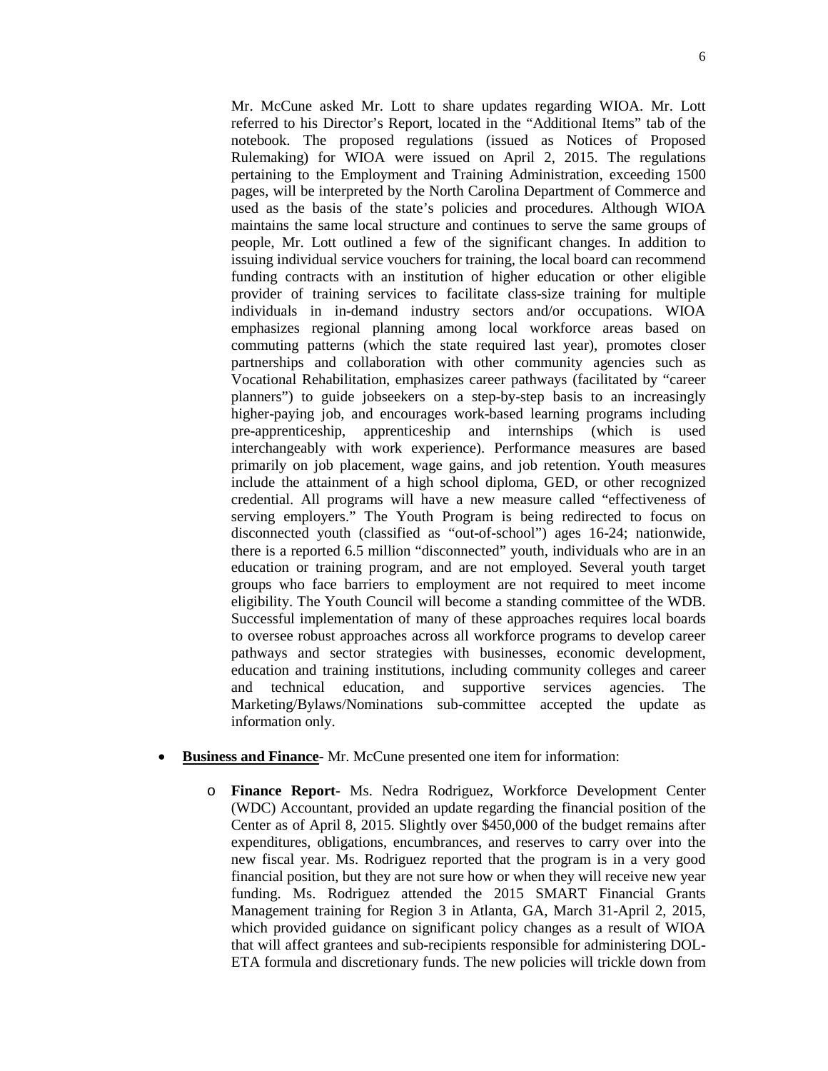Mr. McCune asked Mr. Lott to share updates regarding WIOA. Mr. Lott referred to his Director's Report, located in the "Additional Items" tab of the notebook. The proposed regulations (issued as Notices of Proposed Rulemaking) for WIOA were issued on April 2, 2015. The regulations pertaining to the Employment and Training Administration, exceeding 1500 pages, will be interpreted by the North Carolina Department of Commerce and used as the basis of the state's policies and procedures. Although WIOA maintains the same local structure and continues to serve the same groups of people, Mr. Lott outlined a few of the significant changes. In addition to issuing individual service vouchers for training, the local board can recommend funding contracts with an institution of higher education or other eligible provider of training services to facilitate class-size training for multiple individuals in in-demand industry sectors and/or occupations. WIOA emphasizes regional planning among local workforce areas based on commuting patterns (which the state required last year), promotes closer partnerships and collaboration with other community agencies such as Vocational Rehabilitation, emphasizes career pathways (facilitated by "career planners") to guide jobseekers on a step-by-step basis to an increasingly higher-paying job, and encourages work-based learning programs including pre-apprenticeship, apprenticeship and internships (which is used interchangeably with work experience). Performance measures are based primarily on job placement, wage gains, and job retention. Youth measures include the attainment of a high school diploma, GED, or other recognized credential. All programs will have a new measure called "effectiveness of serving employers." The Youth Program is being redirected to focus on disconnected youth (classified as "out-of-school") ages 16-24; nationwide, there is a reported 6.5 million "disconnected" youth, individuals who are in an education or training program, and are not employed. Several youth target groups who face barriers to employment are not required to meet income eligibility. The Youth Council will become a standing committee of the WDB. Successful implementation of many of these approaches requires local boards to oversee robust approaches across all workforce programs to develop career pathways and sector strategies with businesses, economic development, education and training institutions, including community colleges and career and technical education, and supportive services agencies. The Marketing/Bylaws/Nominations sub-committee accepted the update as information only.

- **Business and Finance**- Mr. McCune presented one item for information:
  - **Finance Report**- Ms. Nedra Rodriguez, Workforce Development Center (WDC) Accountant, provided an update regarding the financial position of the Center as of April 8, 2015. Slightly over $450,000 of the budget remains after expenditures, obligations, encumbrances, and reserves to carry over into the new fiscal year. Ms. Rodriguez reported that the program is in a very good financial position, but they are not sure how or when they will receive new year funding. Ms. Rodriguez attended the 2015 SMART Financial Grants Management training for Region 3 in Atlanta, GA, March 31-April 2, 2015, which provided guidance on significant policy changes as a result of WIOA that will affect grantees and sub-recipients responsible for administering DOL-ETA formula and discretionary funds. The new policies will trickle down from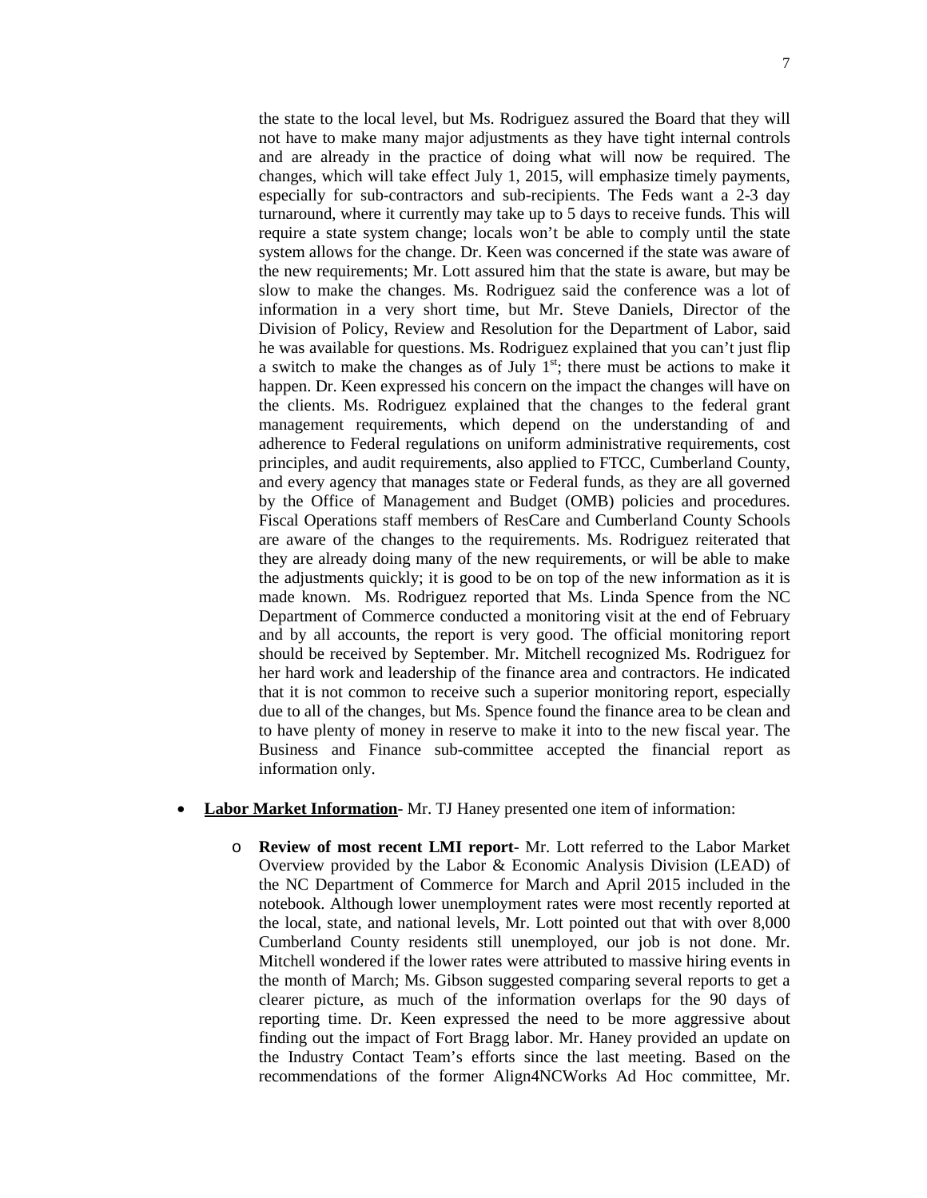the state to the local level, but Ms. Rodriguez assured the Board that they will not have to make many major adjustments as they have tight internal controls and are already in the practice of doing what will now be required. The changes, which will take effect July 1, 2015, will emphasize timely payments, especially for sub-contractors and sub-recipients. The Feds want a 2-3 day turnaround, where it currently may take up to 5 days to receive funds. This will require a state system change; locals won't be able to comply until the state system allows for the change. Dr. Keen was concerned if the state was aware of the new requirements; Mr. Lott assured him that the state is aware, but may be slow to make the changes. Ms. Rodriguez said the conference was a lot of information in a very short time, but Mr. Steve Daniels, Director of the Division of Policy, Review and Resolution for the Department of Labor, said he was available for questions. Ms. Rodriguez explained that you can't just flip a switch to make the changes as of July 1st; there must be actions to make it happen. Dr. Keen expressed his concern on the impact the changes will have on the clients. Ms. Rodriguez explained that the changes to the federal grant management requirements, which depend on the understanding of and adherence to Federal regulations on uniform administrative requirements, cost principles, and audit requirements, also applied to FTCC, Cumberland County, and every agency that manages state or Federal funds, as they are all governed by the Office of Management and Budget (OMB) policies and procedures. Fiscal Operations staff members of ResCare and Cumberland County Schools are aware of the changes to the requirements. Ms. Rodriguez reiterated that they are already doing many of the new requirements, or will be able to make the adjustments quickly; it is good to be on top of the new information as it is made known. Ms. Rodriguez reported that Ms. Linda Spence from the NC Department of Commerce conducted a monitoring visit at the end of February and by all accounts, the report is very good. The official monitoring report should be received by September. Mr. Mitchell recognized Ms. Rodriguez for her hard work and leadership of the finance area and contractors. He indicated that it is not common to receive such a superior monitoring report, especially due to all of the changes, but Ms. Spence found the finance area to be clean and to have plenty of money in reserve to make it into to the new fiscal year. The Business and Finance sub-committee accepted the financial report as information only.

- **Labor Market Information**- Mr. TJ Haney presented one item of information:
  - **Review of most recent LMI report**- Mr. Lott referred to the Labor Market Overview provided by the Labor & Economic Analysis Division (LEAD) of the NC Department of Commerce for March and April 2015 included in the notebook. Although lower unemployment rates were most recently reported at the local, state, and national levels, Mr. Lott pointed out that with over 8,000 Cumberland County residents still unemployed, our job is not done. Mr. Mitchell wondered if the lower rates were attributed to massive hiring events in the month of March; Ms. Gibson suggested comparing several reports to get a clearer picture, as much of the information overlaps for the 90 days of reporting time. Dr. Keen expressed the need to be more aggressive about finding out the impact of Fort Bragg labor. Mr. Haney provided an update on the Industry Contact Team's efforts since the last meeting. Based on the recommendations of the former Align4NCWorks Ad Hoc committee, Mr.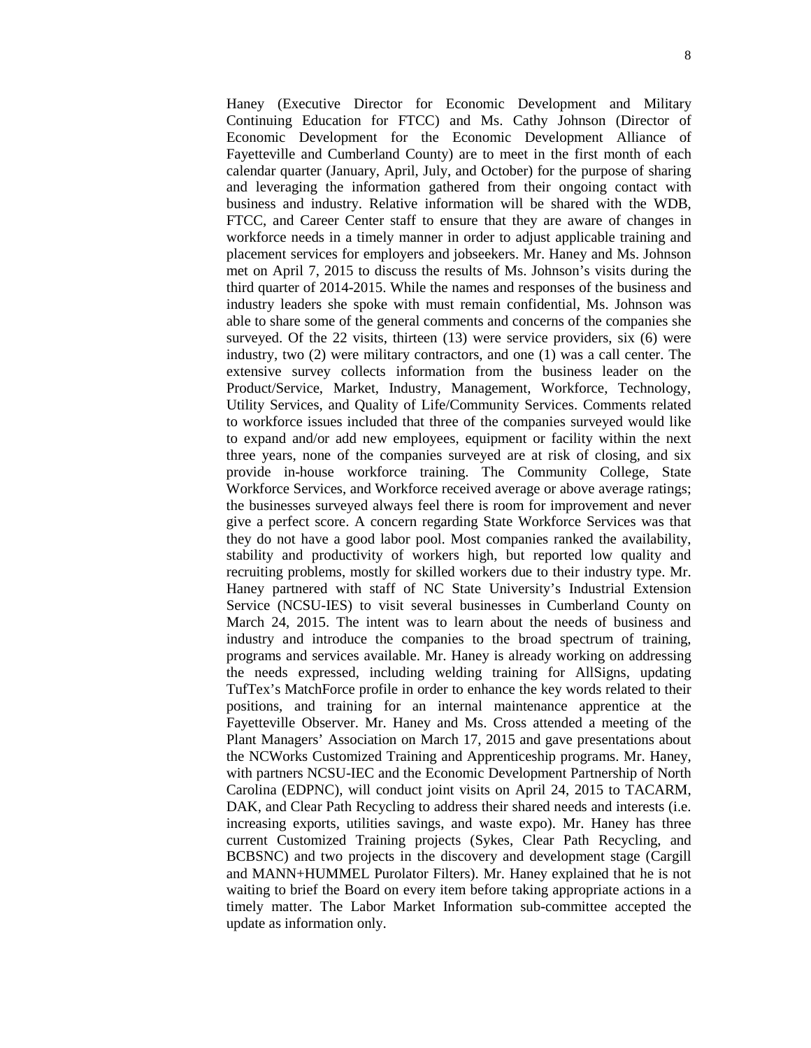Haney (Executive Director for Economic Development and Military Continuing Education for FTCC) and Ms. Cathy Johnson (Director of Economic Development for the Economic Development Alliance of Fayetteville and Cumberland County) are to meet in the first month of each calendar quarter (January, April, July, and October) for the purpose of sharing and leveraging the information gathered from their ongoing contact with business and industry. Relative information will be shared with the WDB, FTCC, and Career Center staff to ensure that they are aware of changes in workforce needs in a timely manner in order to adjust applicable training and placement services for employers and jobseekers. Mr. Haney and Ms. Johnson met on April 7, 2015 to discuss the results of Ms. Johnson's visits during the third quarter of 2014-2015. While the names and responses of the business and industry leaders she spoke with must remain confidential, Ms. Johnson was able to share some of the general comments and concerns of the companies she surveyed. Of the 22 visits, thirteen (13) were service providers, six (6) were industry, two (2) were military contractors, and one (1) was a call center. The extensive survey collects information from the business leader on the Product/Service, Market, Industry, Management, Workforce, Technology, Utility Services, and Quality of Life/Community Services. Comments related to workforce issues included that three of the companies surveyed would like to expand and/or add new employees, equipment or facility within the next three years, none of the companies surveyed are at risk of closing, and six provide in-house workforce training. The Community College, State Workforce Services, and Workforce received average or above average ratings; the businesses surveyed always feel there is room for improvement and never give a perfect score. A concern regarding State Workforce Services was that they do not have a good labor pool. Most companies ranked the availability, stability and productivity of workers high, but reported low quality and recruiting problems, mostly for skilled workers due to their industry type. Mr. Haney partnered with staff of NC State University's Industrial Extension Service (NCSU-IES) to visit several businesses in Cumberland County on March 24, 2015. The intent was to learn about the needs of business and industry and introduce the companies to the broad spectrum of training, programs and services available. Mr. Haney is already working on addressing the needs expressed, including welding training for AllSigns, updating TufTex's MatchForce profile in order to enhance the key words related to their positions, and training for an internal maintenance apprentice at the Fayetteville Observer. Mr. Haney and Ms. Cross attended a meeting of the Plant Managers' Association on March 17, 2015 and gave presentations about the NCWorks Customized Training and Apprenticeship programs. Mr. Haney, with partners NCSU-IEC and the Economic Development Partnership of North Carolina (EDPNC), will conduct joint visits on April 24, 2015 to TACARM, DAK, and Clear Path Recycling to address their shared needs and interests (i.e. increasing exports, utilities savings, and waste expo). Mr. Haney has three current Customized Training projects (Sykes, Clear Path Recycling, and BCBSNC) and two projects in the discovery and development stage (Cargill and MANN+HUMMEL Purolator Filters). Mr. Haney explained that he is not waiting to brief the Board on every item before taking appropriate actions in a timely matter. The Labor Market Information sub-committee accepted the update as information only.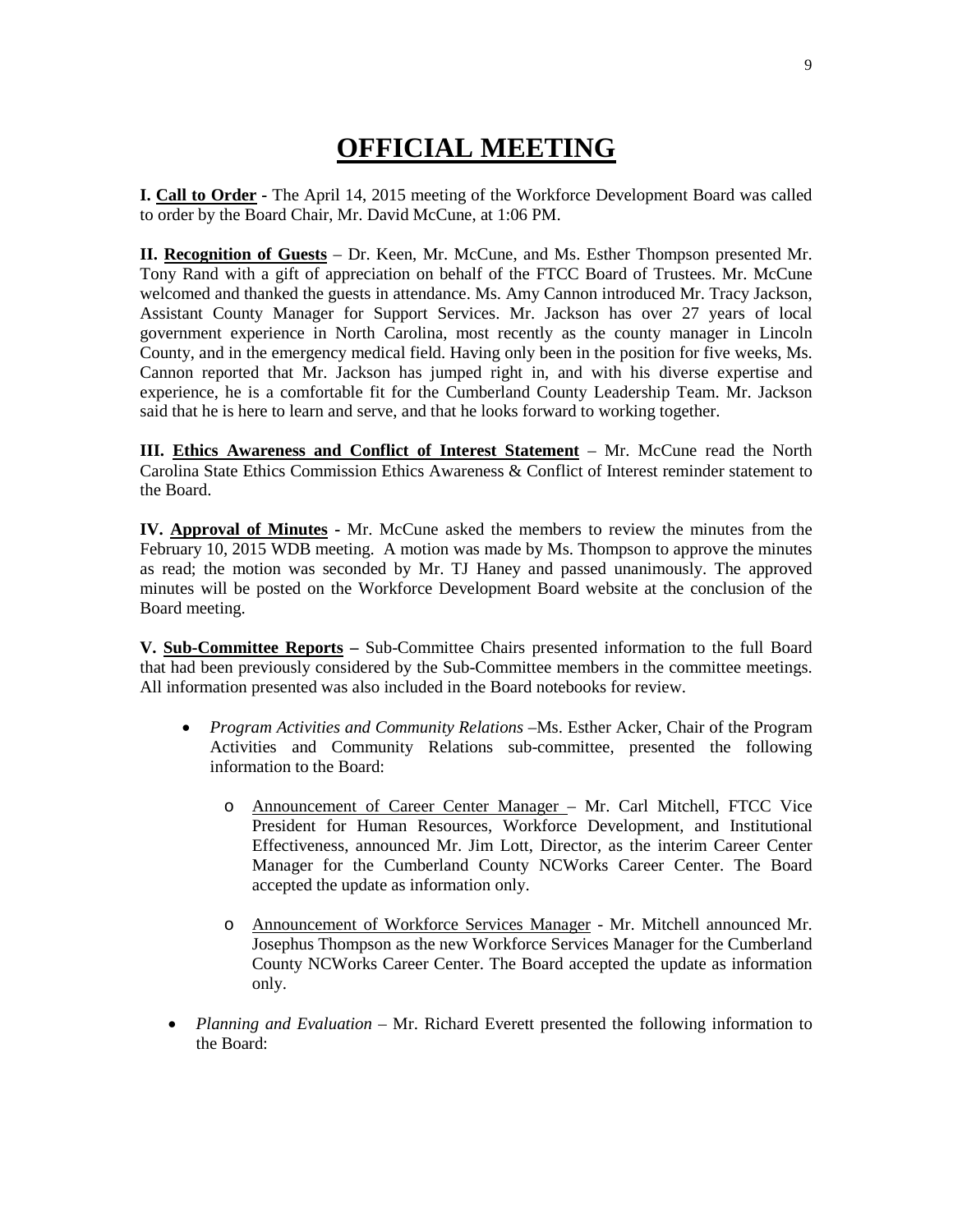# OFFICIAL MEETING

**I. <u>Call to Order</u> -** The April 14, 2015 meeting of the Workforce Development Board was called to order by the Board Chair, Mr. David McCune, at 1:06 PM.

**II. <u>Recognition of Guests</u>** – Dr. Keen, Mr. McCune, and Ms. Esther Thompson presented Mr. Tony Rand with a gift of appreciation on behalf of the FTCC Board of Trustees. Mr. McCune welcomed and thanked the guests in attendance. Ms. Amy Cannon introduced Mr. Tracy Jackson, Assistant County Manager for Support Services. Mr. Jackson has over 27 years of local government experience in North Carolina, most recently as the county manager in Lincoln County, and in the emergency medical field. Having only been in the position for five weeks, Ms. Cannon reported that Mr. Jackson has jumped right in, and with his diverse expertise and experience, he is a comfortable fit for the Cumberland County Leadership Team. Mr. Jackson said that he is here to learn and serve, and that he looks forward to working together.

**III. <u>Ethics Awareness and Conflict of Interest Statement</u>** – Mr. McCune read the North Carolina State Ethics Commission Ethics Awareness & Conflict of Interest reminder statement to the Board.

**IV. <u>Approval of Minutes</u> -** Mr. McCune asked the members to review the minutes from the February 10, 2015 WDB meeting. A motion was made by Ms. Thompson to approve the minutes as read; the motion was seconded by Mr. TJ Haney and passed unanimously. The approved minutes will be posted on the Workforce Development Board website at the conclusion of the Board meeting.

**V. <u>Sub-Committee Reports</u> –** Sub-Committee Chairs presented information to the full Board that had been previously considered by the Sub-Committee members in the committee meetings. All information presented was also included in the Board notebooks for review.

- *Program Activities and Community Relations* –Ms. Esther Acker, Chair of the Program Activities and Community Relations sub-committee, presented the following information to the Board:
  - <u>Announcement of Career Center Manager</u> – Mr. Carl Mitchell, FTCC Vice President for Human Resources, Workforce Development, and Institutional Effectiveness, announced Mr. Jim Lott, Director, as the interim Career Center Manager for the Cumberland County NCWorks Career Center. The Board accepted the update as information only.
  - <u>Announcement of Workforce Services Manager</u> - Mr. Mitchell announced Mr. Josephus Thompson as the new Workforce Services Manager for the Cumberland County NCWorks Career Center. The Board accepted the update as information only.
- *Planning and Evaluation* – Mr. Richard Everett presented the following information to the Board: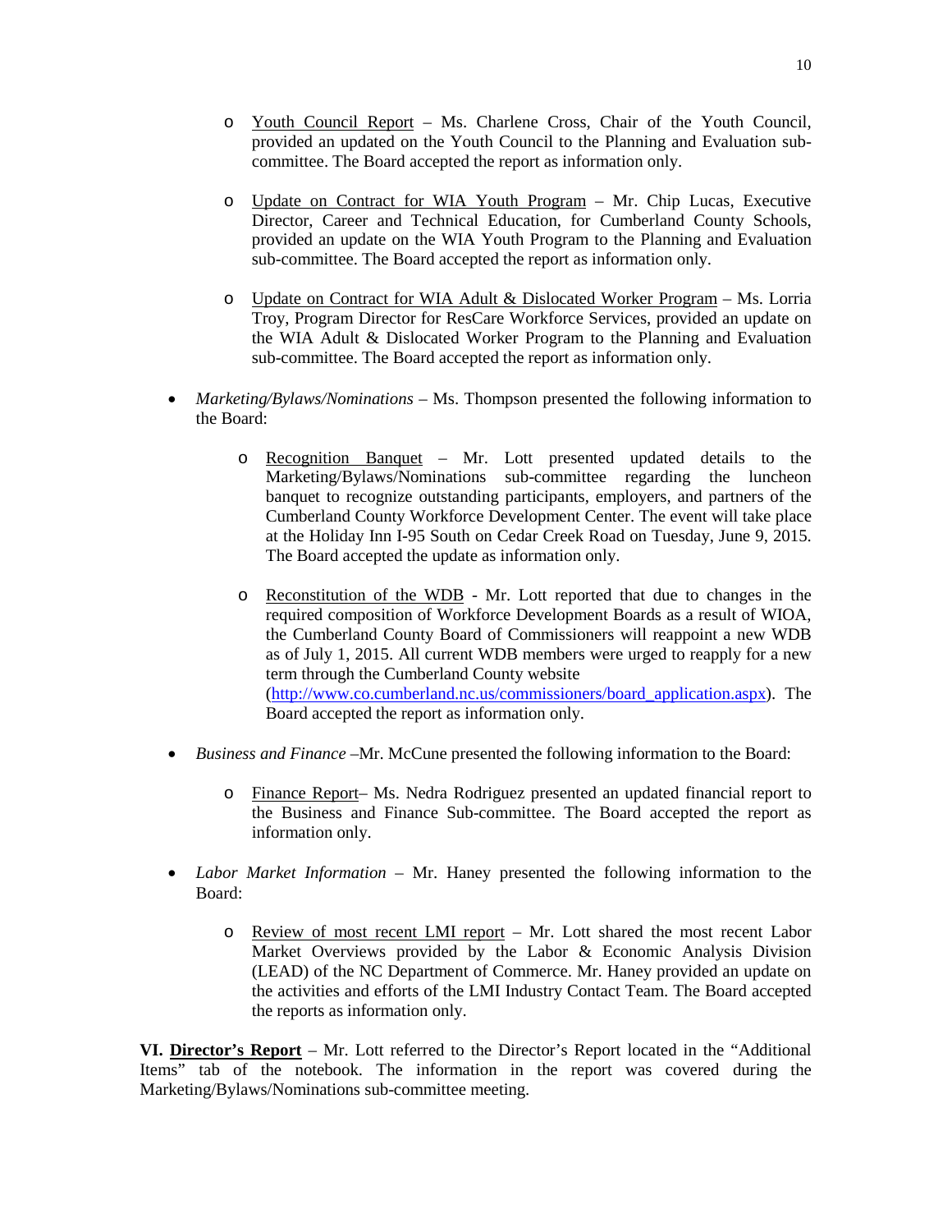- Youth Council Report – Ms. Charlene Cross, Chair of the Youth Council, provided an updated on the Youth Council to the Planning and Evaluation sub-committee. The Board accepted the report as information only.

  - Update on Contract for WIA Youth Program – Mr. Chip Lucas, Executive Director, Career and Technical Education, for Cumberland County Schools, provided an update on the WIA Youth Program to the Planning and Evaluation sub-committee. The Board accepted the report as information only.

  - Update on Contract for WIA Adult & Dislocated Worker Program – Ms. Lorria Troy, Program Director for ResCare Workforce Services, provided an update on the WIA Adult & Dislocated Worker Program to the Planning and Evaluation sub-committee. The Board accepted the report as information only.

- *Marketing/Bylaws/Nominations* – Ms. Thompson presented the following information to the Board:

  - Recognition Banquet – Mr. Lott presented updated details to the Marketing/Bylaws/Nominations sub-committee regarding the luncheon banquet to recognize outstanding participants, employers, and partners of the Cumberland County Workforce Development Center. The event will take place at the Holiday Inn I-95 South on Cedar Creek Road on Tuesday, June 9, 2015. The Board accepted the update as information only.

  - Reconstitution of the WDB - Mr. Lott reported that due to changes in the required composition of Workforce Development Boards as a result of WIOA, the Cumberland County Board of Commissioners will reappoint a new WDB as of July 1, 2015. All current WDB members were urged to reapply for a new term through the Cumberland County website (http://www.co.cumberland.nc.us/commissioners/board_application.aspx). The Board accepted the report as information only.

- *Business and Finance* –Mr. McCune presented the following information to the Board:

  - Finance Report– Ms. Nedra Rodriguez presented an updated financial report to the Business and Finance Sub-committee. The Board accepted the report as information only.

- *Labor Market Information* – Mr. Haney presented the following information to the Board:

  - Review of most recent LMI report – Mr. Lott shared the most recent Labor Market Overviews provided by the Labor & Economic Analysis Division (LEAD) of the NC Department of Commerce. Mr. Haney provided an update on the activities and efforts of the LMI Industry Contact Team. The Board accepted the reports as information only.

**VI. Director's Report** – Mr. Lott referred to the Director's Report located in the "Additional Items" tab of the notebook. The information in the report was covered during the Marketing/Bylaws/Nominations sub-committee meeting.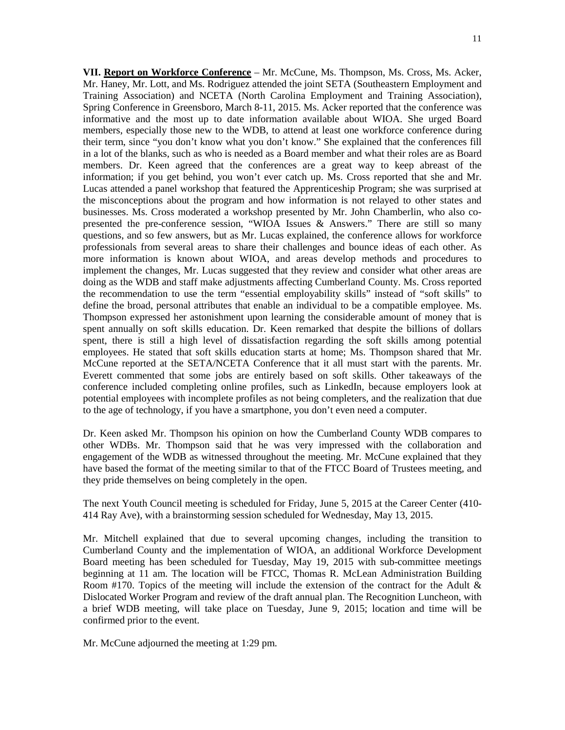**VII. <u>Report on Workforce Conference</u>** – Mr. McCune, Ms. Thompson, Ms. Cross, Ms. Acker, Mr. Haney, Mr. Lott, and Ms. Rodriguez attended the joint SETA (Southeastern Employment and Training Association) and NCETA (North Carolina Employment and Training Association), Spring Conference in Greensboro, March 8-11, 2015. Ms. Acker reported that the conference was informative and the most up to date information available about WIOA. She urged Board members, especially those new to the WDB, to attend at least one workforce conference during their term, since "you don't know what you don't know." She explained that the conferences fill in a lot of the blanks, such as who is needed as a Board member and what their roles are as Board members. Dr. Keen agreed that the conferences are a great way to keep abreast of the information; if you get behind, you won't ever catch up. Ms. Cross reported that she and Mr. Lucas attended a panel workshop that featured the Apprenticeship Program; she was surprised at the misconceptions about the program and how information is not relayed to other states and businesses. Ms. Cross moderated a workshop presented by Mr. John Chamberlin, who also co-presented the pre-conference session, "WIOA Issues & Answers." There are still so many questions, and so few answers, but as Mr. Lucas explained, the conference allows for workforce professionals from several areas to share their challenges and bounce ideas of each other. As more information is known about WIOA, and areas develop methods and procedures to implement the changes, Mr. Lucas suggested that they review and consider what other areas are doing as the WDB and staff make adjustments affecting Cumberland County. Ms. Cross reported the recommendation to use the term "essential employability skills" instead of "soft skills" to define the broad, personal attributes that enable an individual to be a compatible employee. Ms. Thompson expressed her astonishment upon learning the considerable amount of money that is spent annually on soft skills education. Dr. Keen remarked that despite the billions of dollars spent, there is still a high level of dissatisfaction regarding the soft skills among potential employees. He stated that soft skills education starts at home; Ms. Thompson shared that Mr. McCune reported at the SETA/NCETA Conference that it all must start with the parents. Mr. Everett commented that some jobs are entirely based on soft skills. Other takeaways of the conference included completing online profiles, such as LinkedIn, because employers look at potential employees with incomplete profiles as not being completers, and the realization that due to the age of technology, if you have a smartphone, you don't even need a computer.

Dr. Keen asked Mr. Thompson his opinion on how the Cumberland County WDB compares to other WDBs. Mr. Thompson said that he was very impressed with the collaboration and engagement of the WDB as witnessed throughout the meeting. Mr. McCune explained that they have based the format of the meeting similar to that of the FTCC Board of Trustees meeting, and they pride themselves on being completely in the open.

The next Youth Council meeting is scheduled for Friday, June 5, 2015 at the Career Center (410-414 Ray Ave), with a brainstorming session scheduled for Wednesday, May 13, 2015.

Mr. Mitchell explained that due to several upcoming changes, including the transition to Cumberland County and the implementation of WIOA, an additional Workforce Development Board meeting has been scheduled for Tuesday, May 19, 2015 with sub-committee meetings beginning at 11 am. The location will be FTCC, Thomas R. McLean Administration Building Room #170. Topics of the meeting will include the extension of the contract for the Adult & Dislocated Worker Program and review of the draft annual plan. The Recognition Luncheon, with a brief WDB meeting, will take place on Tuesday, June 9, 2015; location and time will be confirmed prior to the event.

Mr. McCune adjourned the meeting at 1:29 pm.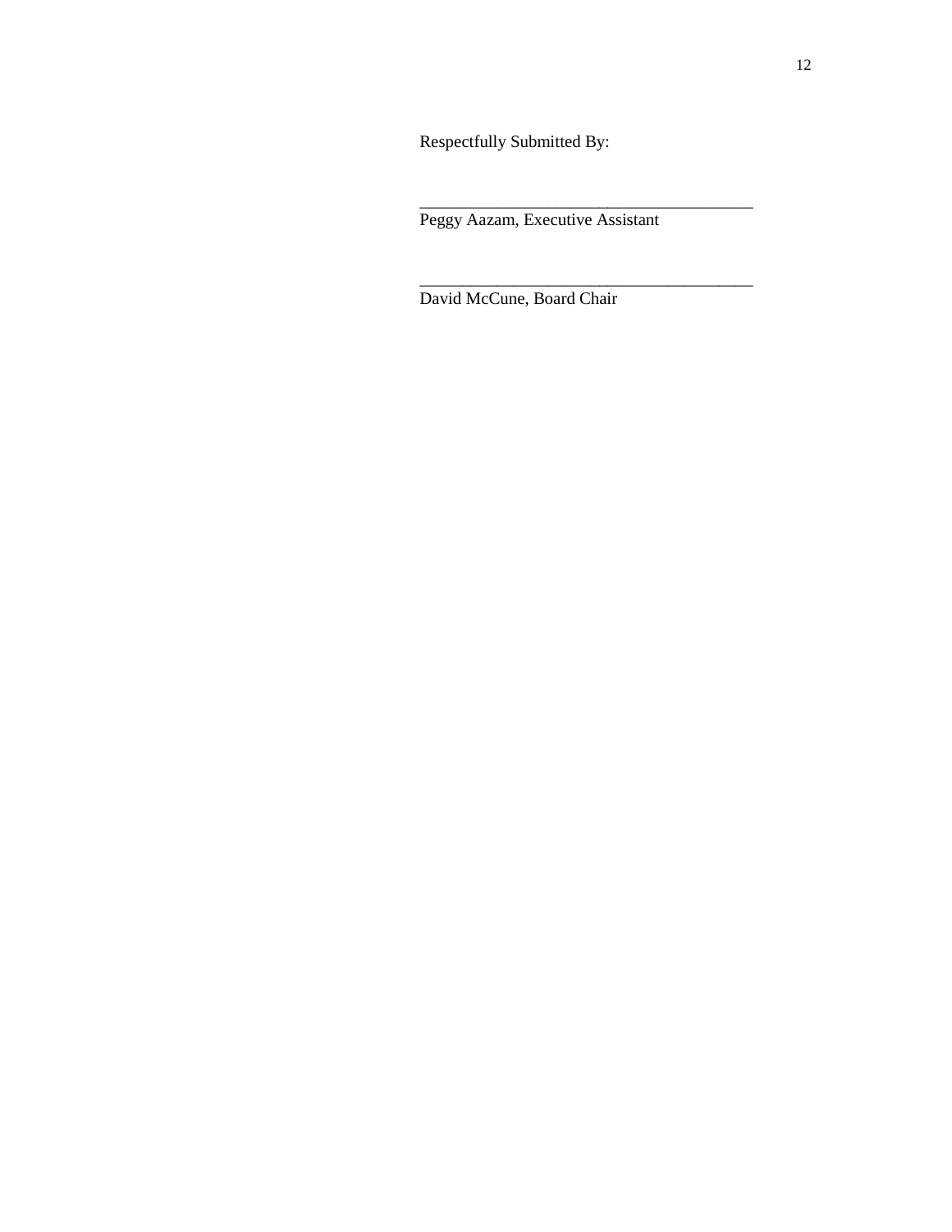Respectfully Submitted By:

_______________________________________
Peggy Aazam, Executive Assistant

_______________________________________
David McCune, Board Chair